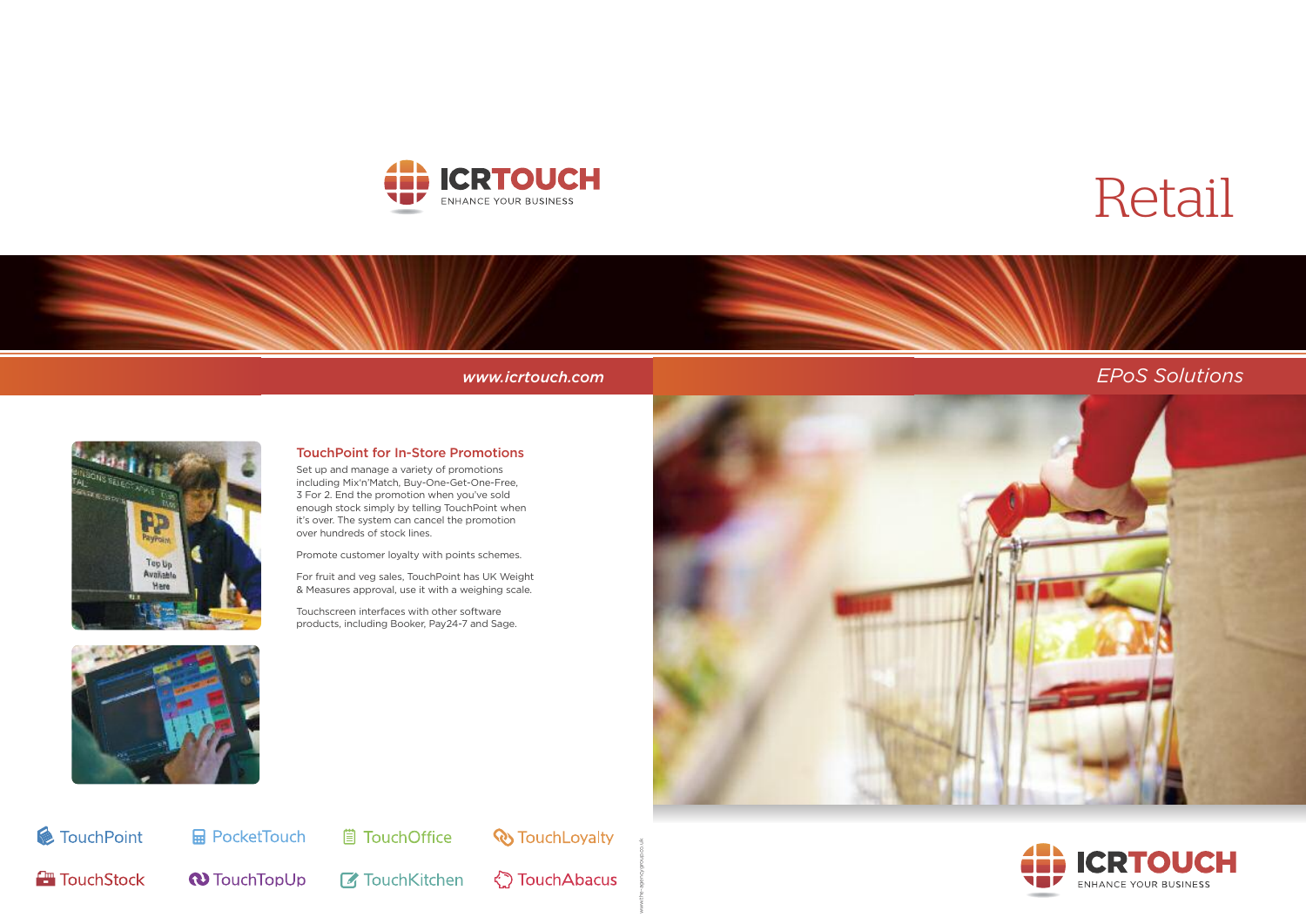ICRTOUCH
ENHANCE YOUR BUSINESS

www.icrtouch.com

### TouchPoint for In-Store Promotions

Set up and manage a variety of promotions including Mix'n'Match, Buy-One-Get-One-Free, 3 For 2. End the promotion when you've sold enough stock simply by telling TouchPoint when it's over. The system can cancel the promotion over hundreds of stock lines.

Promote customer loyalty with points schemes.

For fruit and veg sales, TouchPoint has UK Weight & Measures approval, use it with a weighing scale.

Touchscreen interfaces with other software products, including Booker, Pay24-7 and Sage.

TouchPoint PocketTouch TouchOffice TouchLoyalty

TouchStock TouchTopUp TouchKitchen TouchAbacus

www.the-agencygroup.co.uk

# Retail

*EPoS Solutions*

ICRTOUCH
ENHANCE YOUR BUSINESS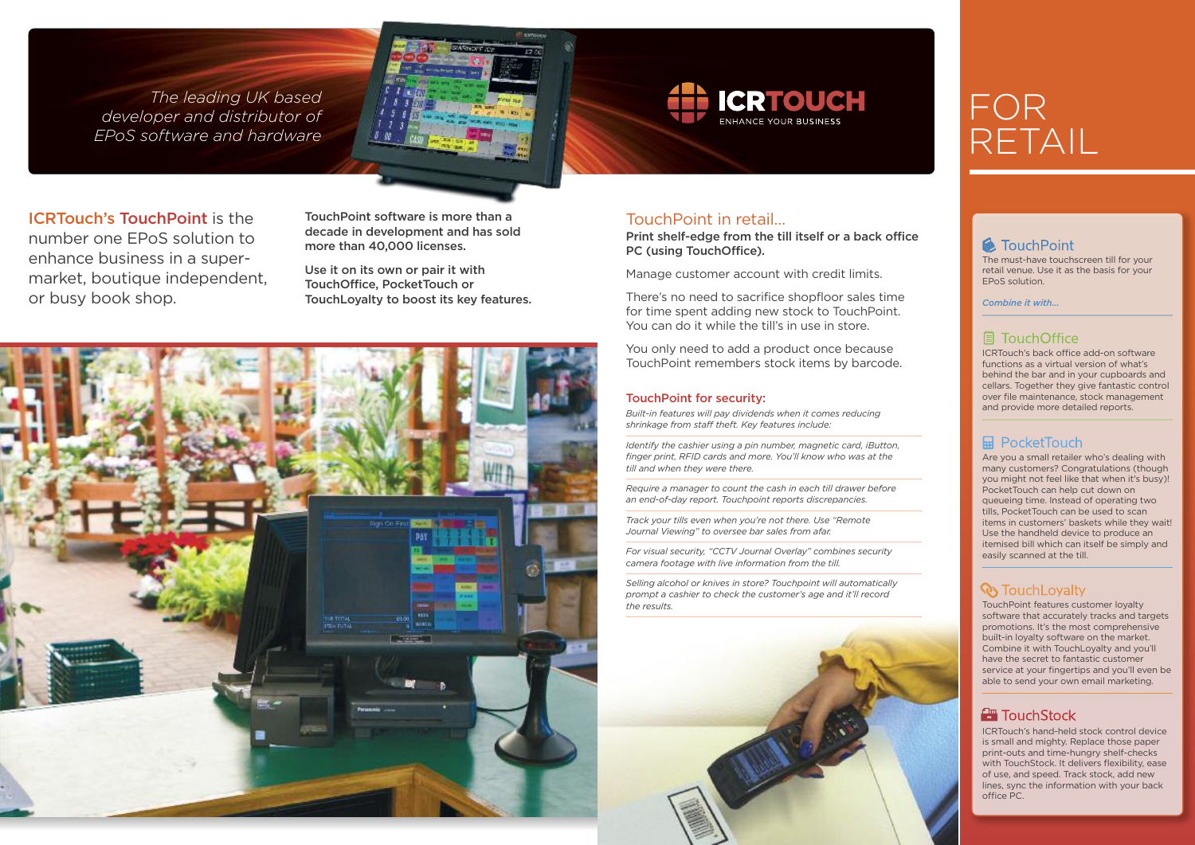*The leading UK based developer and distributor of EPoS software and hardware*

ICRTOUCH
ENHANCE YOUR BUSINESS

# FOR RETAIL

ICRTouch's TouchPoint is the number one EPoS solution to enhance business in a super-market, boutique independent, or busy book shop.

**TouchPoint software is more than a decade in development and has sold more than 40,000 licenses.**

**Use it on its own or pair it with TouchOffice, PocketTouch or TouchLoyalty to boost its key features.**

## TouchPoint in retail...

**Print shelf-edge from the till itself or a back office PC (using TouchOffice).**

Manage customer account with credit limits.

There's no need to sacrifice shopfloor sales time for time spent adding new stock to TouchPoint. You can do it while the till's in use in store.

You only need to add a product once because TouchPoint remembers stock items by barcode.

### TouchPoint for security:

*Built-in features will pay dividends when it comes reducing shrinkage from staff theft. Key features include:*

*Identify the cashier using a pin number, magnetic card, iButton, finger print, RFID cards and more. You'll know who was at the till and when they were there.*

*Require a manager to count the cash in each till drawer before an end-of-day report. Touchpoint reports discrepancies.*

*Track your tills even when you're not there. Use "Remote Journal Viewing" to oversee bar sales from afar.*

*For visual security, "CCTV Journal Overlay" combines security camera footage with live information from the till.*

*Selling alcohol or knives in store? Touchpoint will automatically prompt a cashier to check the customer's age and it'll record the results.*

### TouchPoint

The must-have touchscreen till for your retail venue. Use it as the basis for your EPoS solution.

*Combine it with...*

### TouchOffice

ICRTouch's back office add-on software functions as a virtual version of what's behind the bar and in your cupboards and cellars. Together they give fantastic control over file maintenance, stock management and provide more detailed reports.

### PocketTouch

Are you a small retailer who's dealing with many customers? Congratulations (though you might not feel like that when it's busy)! PocketTouch can help cut down on queueing time. Instead of operating two tills, PocketTouch can be used to scan items in customers' baskets while they wait! Use the handheld device to produce an itemised bill which can itself be simply and easily scanned at the till.

### TouchLoyalty

TouchPoint features customer loyalty software that accurately tracks and targets promotions. It's the most comprehensive built-in loyalty software on the market. Combine it with TouchLoyalty and you'll have the secret to fantastic customer service at your fingertips and you'll even be able to send your own email marketing.

### TouchStock

ICRTouch's hand-held stock control device is small and mighty. Replace those paper print-outs and time-hungry shelf-checks with TouchStock. It delivers flexibility, ease of use, and speed. Track stock, add new lines, sync the information with your back office PC.